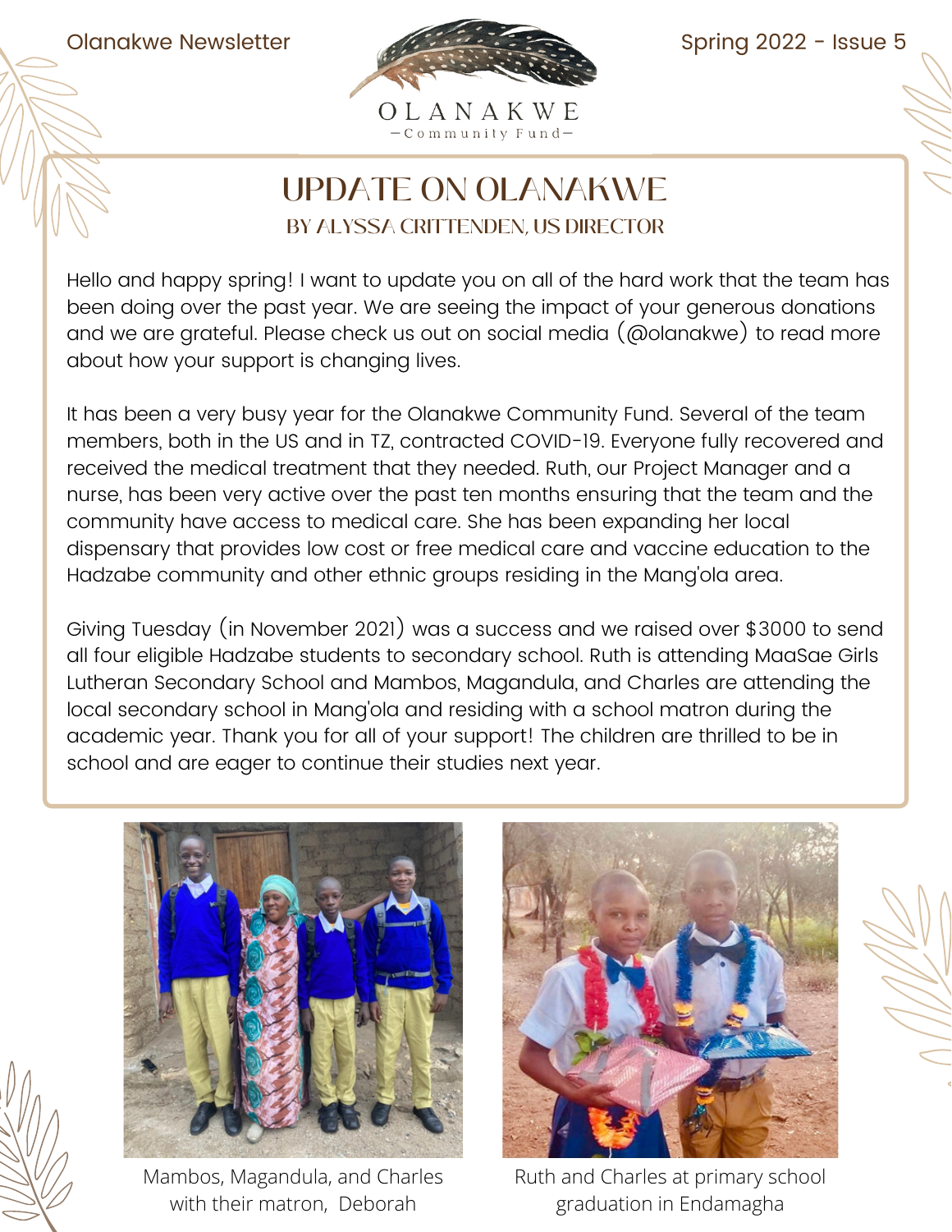Olanakwe Newsletter

OLANAKWE
—Community Fund—

Spring 2022 - Issue 5

# UPDATE ON OLANAKWE

### BY ALYSSA CRITTENDEN, US DIRECTOR

Hello and happy spring! I want to update you on all of the hard work that the team has been doing over the past year. We are seeing the impact of your generous donations and we are grateful. Please check us out on social media (@olanakwe) to read more about how your support is changing lives.

It has been a very busy year for the Olanakwe Community Fund. Several of the team members, both in the US and in TZ, contracted COVID-19. Everyone fully recovered and received the medical treatment that they needed. Ruth, our Project Manager and a nurse, has been very active over the past ten months ensuring that the team and the community have access to medical care. She has been expanding her local dispensary that provides low cost or free medical care and vaccine education to the Hadzabe community and other ethnic groups residing in the Mang'ola area.

Giving Tuesday (in November 2021) was a success and we raised over $3000 to send all four eligible Hadzabe students to secondary school. Ruth is attending MaaSae Girls Lutheran Secondary School and Mambos, Magandula, and Charles are attending the local secondary school in Mang'ola and residing with a school matron during the academic year. Thank you for all of your support! The children are thrilled to be in school and are eager to continue their studies next year.

Mambos, Magandula, and Charles with their matron, Deborah

Ruth and Charles at primary school graduation in Endamagha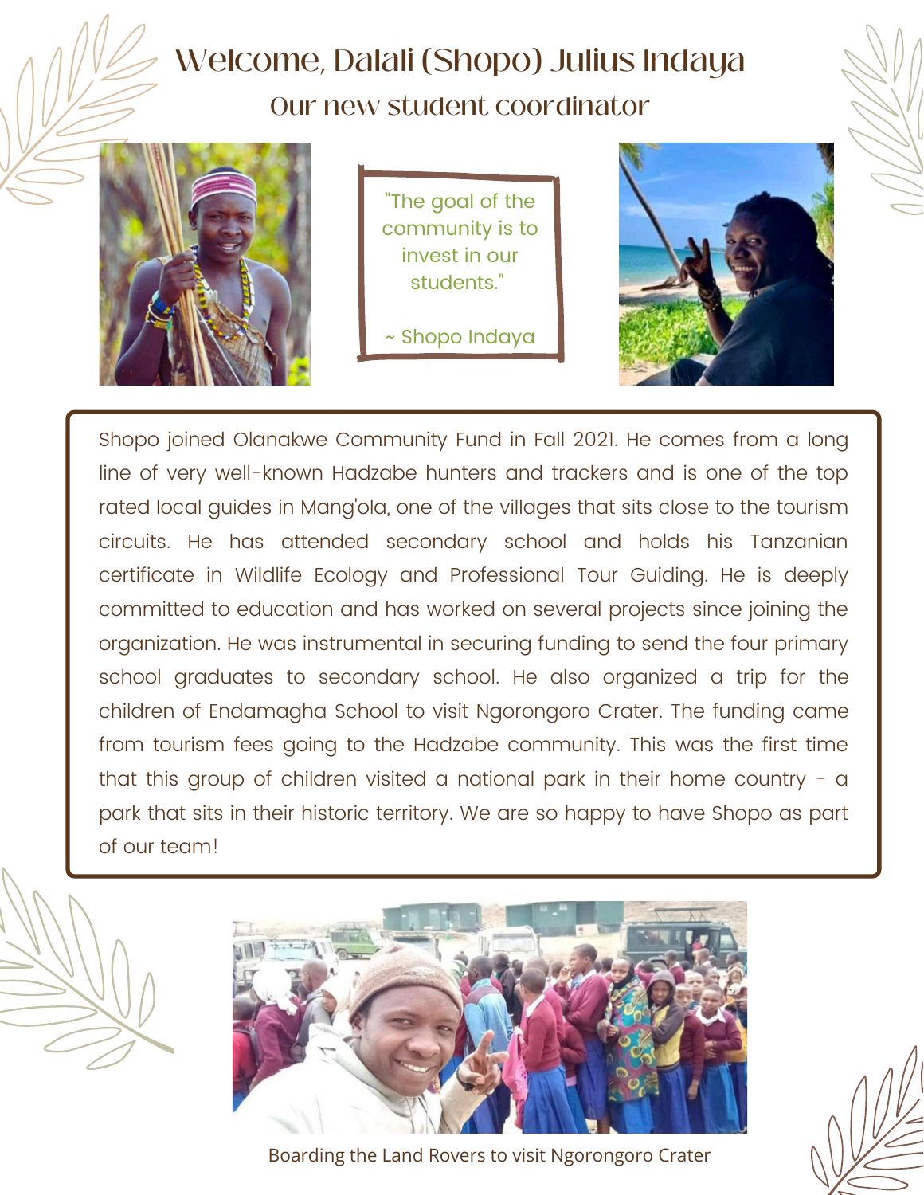# Welcome, Dalali (Shopo) Julius Indaya

## Our new student coordinator

"The goal of the community is to invest in our students."

~ Shopo Indaya

Shopo joined Olanakwe Community Fund in Fall 2021. He comes from a long line of very well-known Hadzabe hunters and trackers and is one of the top rated local guides in Mang'ola, one of the villages that sits close to the tourism circuits. He has attended secondary school and holds his Tanzanian certificate in Wildlife Ecology and Professional Tour Guiding. He is deeply committed to education and has worked on several projects since joining the organization. He was instrumental in securing funding to send the four primary school graduates to secondary school. He also organized a trip for the children of Endamagha School to visit Ngorongoro Crater. The funding came from tourism fees going to the Hadzabe community. This was the first time that this group of children visited a national park in their home country - a park that sits in their historic territory. We are so happy to have Shopo as part of our team!

Boarding the Land Rovers to visit Ngorongoro Crater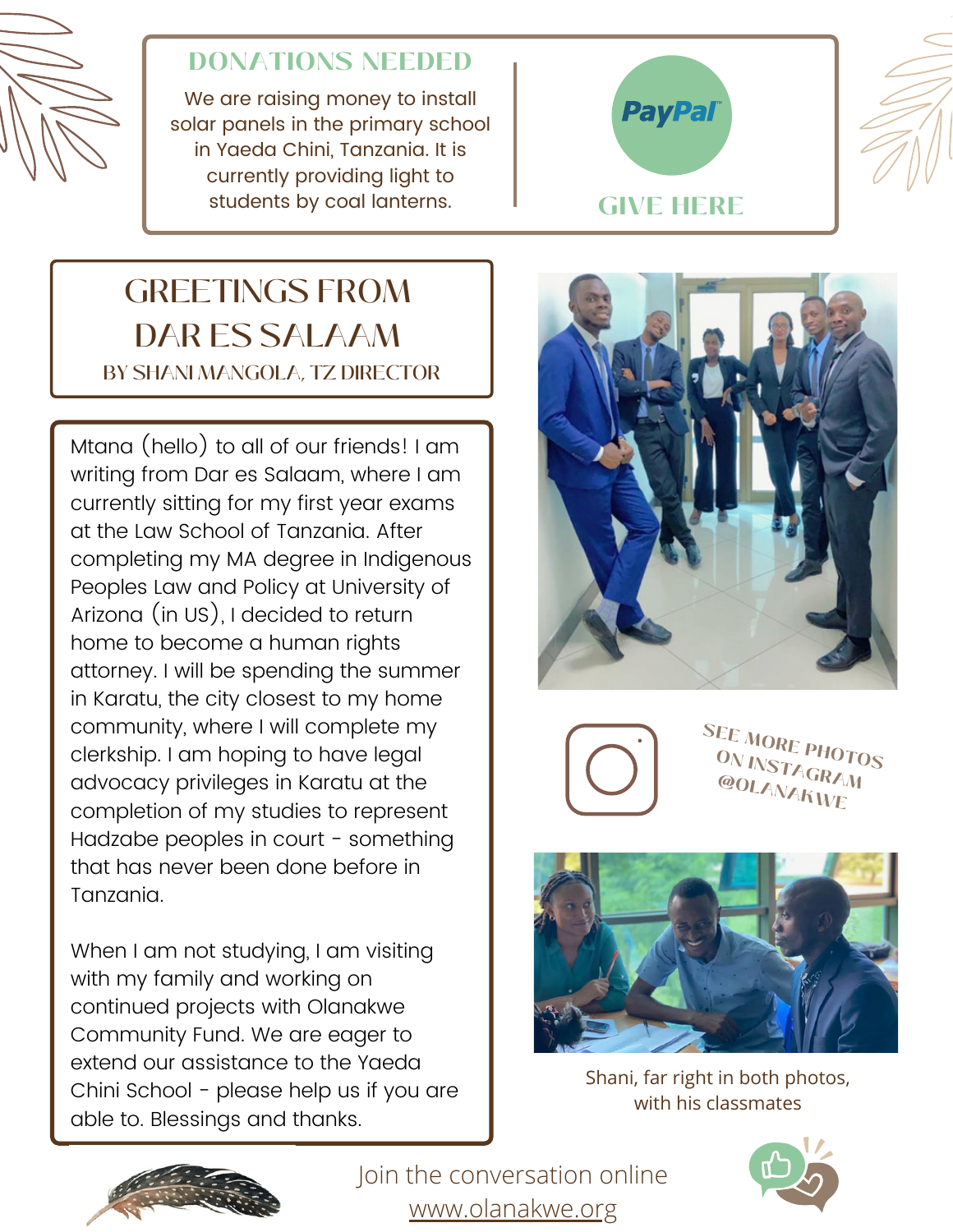## DONATIONS NEEDED

We are raising money to install solar panels in the primary school in Yaeda Chini, Tanzania. It is currently providing light to students by coal lanterns.

PayPal

GIVE HERE

# GREETINGS FROM DAR ES SALAAM

BY SHANI MANGOLA, TZ DIRECTOR

Mtana (hello) to all of our friends! I am writing from Dar es Salaam, where I am currently sitting for my first year exams at the Law School of Tanzania. After completing my MA degree in Indigenous Peoples Law and Policy at University of Arizona (in US), I decided to return home to become a human rights attorney. I will be spending the summer in Karatu, the city closest to my home community, where I will complete my clerkship. I am hoping to have legal advocacy privileges in Karatu at the completion of my studies to represent Hadzabe peoples in court - something that has never been done before in Tanzania.

When I am not studying, I am visiting with my family and working on continued projects with Olanakwe Community Fund. We are eager to extend our assistance to the Yaeda Chini School - please help us if you are able to. Blessings and thanks.

SEE MORE PHOTOS ON INSTAGRAM @OLANAKWE

Shani, far right in both photos, with his classmates

Join the conversation online
www.olanakwe.org